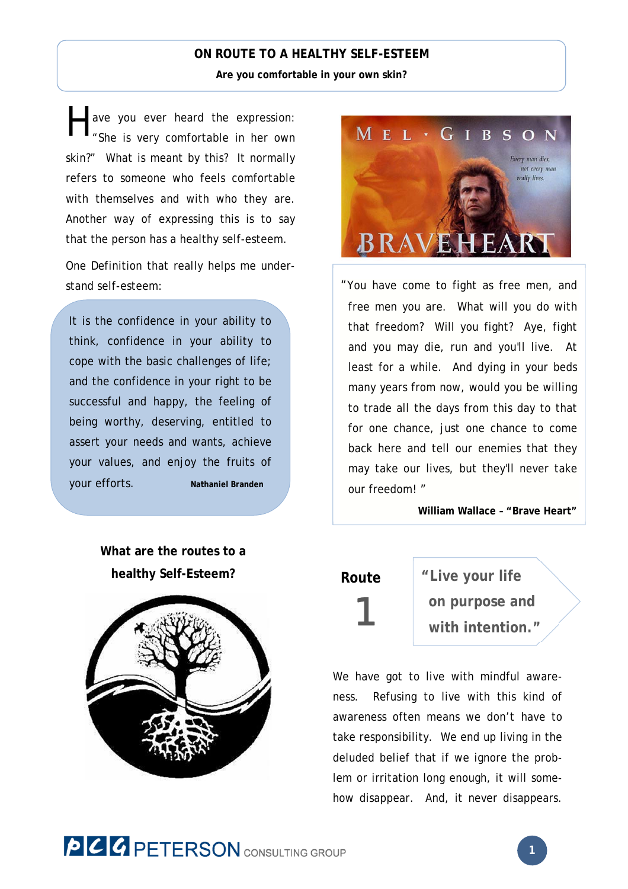# ON ROUTE TO A HEALTHY SELF-ESTEEM

**Are you comfortable in your own skin?**

Have you ever heard the expression: "She is very comfortable in her own skin?" What is meant by this? It normally refers to someone who feels comfortable with themselves and with who they are. Another way of expressing this is to say that the person has a healthy self-esteem.

One Definition that really helps me understand self-esteem:

> It is the confidence in your ability to think, confidence in your ability to cope with the basic challenges of life; and the confidence in your right to be successful and happy, the feeling of being worthy, deserving, entitled to assert your needs and wants, achieve your values, and enjoy the fruits of your efforts. **Nathaniel Branden**

> "You have come to fight as free men, and free men you are. What will you do with that freedom? Will you fight? Aye, fight and you may die, run and you'll live. At least for a while. And dying in your beds many years from now, would you be willing to trade all the days from this day to that for one chance, just one chance to come back here and tell our enemies that they may take our lives, but they'll never take our freedom! "
>
> **William Wallace – "Brave Heart"**

## What are the routes to a healthy Self-Esteem?

### Route 1

**"Live your life on purpose and with intention."**

We have got to live with mindful awareness. Refusing to live with this kind of awareness often means we don't have to take responsibility. We end up living in the deluded belief that if we ignore the problem or irritation long enough, it will somehow disappear. And, it never disappears.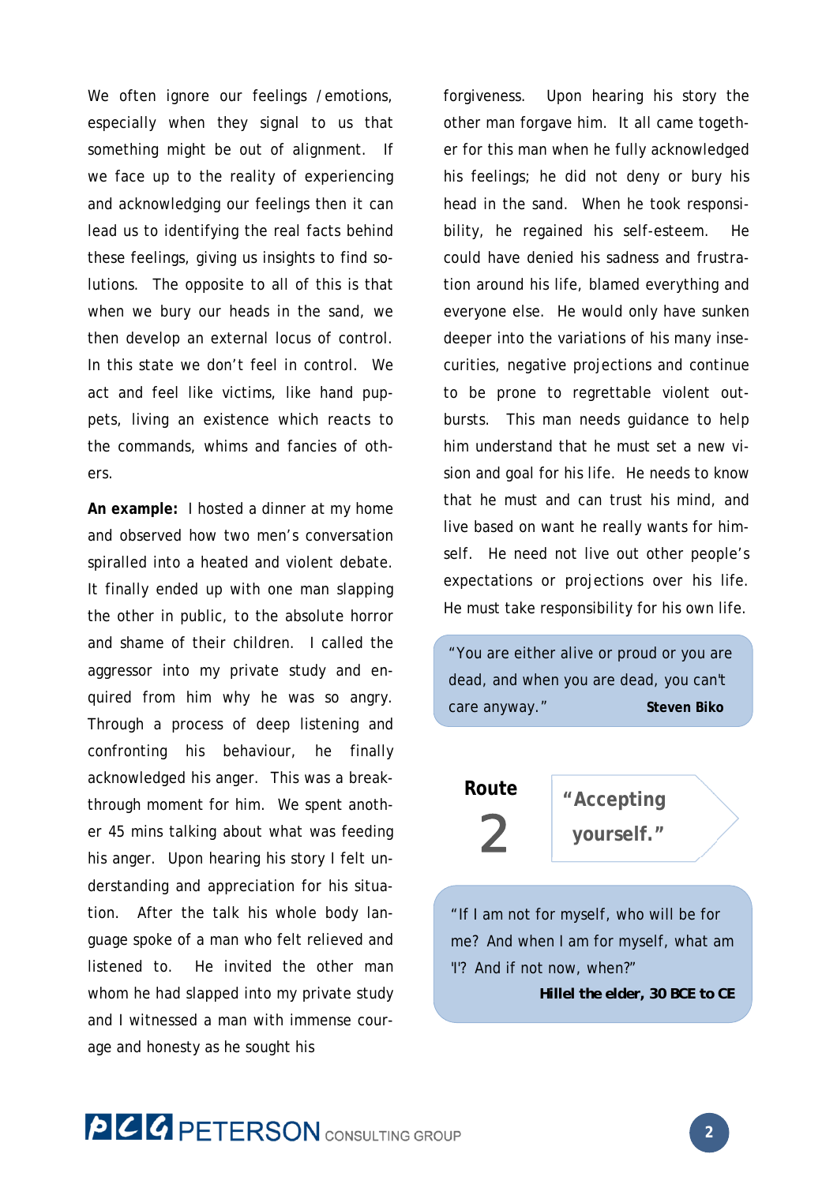We often ignore our feelings /emotions, especially when they signal to us that something might be out of alignment. If we face up to the reality of experiencing and acknowledging our feelings then it can lead us to identifying the real facts behind these feelings, giving us insights to find solutions. The opposite to all of this is that when we bury our heads in the sand, we then develop an external locus of control. In this state we don't feel in control. We act and feel like victims, like hand puppets, living an existence which reacts to the commands, whims and fancies of others.

**An example:** I hosted a dinner at my home and observed how two men's conversation spiralled into a heated and violent debate. It finally ended up with one man slapping the other in public, to the absolute horror and shame of their children. I called the aggressor into my private study and enquired from him why he was so angry. Through a process of deep listening and confronting his behaviour, he finally acknowledged his anger. This was a breakthrough moment for him. We spent another 45 mins talking about what was feeding his anger. Upon hearing his story I felt understanding and appreciation for his situation. After the talk his whole body language spoke of a man who felt relieved and listened to. He invited the other man whom he had slapped into my private study and I witnessed a man with immense courage and honesty as he sought his forgiveness. Upon hearing his story the other man forgave him. It all came together for this man when he fully acknowledged his feelings; he did not deny or bury his head in the sand. When he took responsibility, he regained his self-esteem. He could have denied his sadness and frustration around his life, blamed everything and everyone else. He would only have sunken deeper into the variations of his many insecurities, negative projections and continue to be prone to regrettable violent outbursts. This man needs guidance to help him understand that he must set a new vision and goal for his life. He needs to know that he must and can trust his mind, and live based on want he really wants for himself. He need not live out other people's expectations or projections over his life. He must take responsibility for his own life.

> "You are either alive or proud or you are dead, and when you are dead, you can't care anyway." **Steven Biko**

## Route 2 — "Accepting yourself."

> "If I am not for myself, who will be for me? And when I am for myself, what am 'I'? And if not now, when?"
> **Hillel the elder, 30 BCE to CE**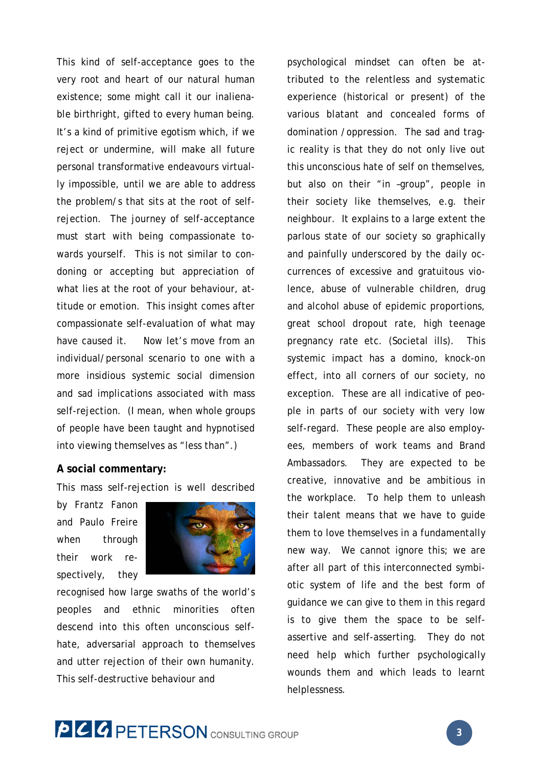This kind of self-acceptance goes to the very root and heart of our natural human existence; some might call it our inalienable birthright, gifted to every human being. It's a kind of primitive egotism which, if we reject or undermine, will make all future personal transformative endeavours virtually impossible, until we are able to address the problem/s that sits at the root of self-rejection. The journey of self-acceptance must start with being compassionate towards yourself. This is not similar to condoning or accepting but appreciation of what lies at the root of your behaviour, attitude or emotion. This insight comes after compassionate self-evaluation of what may have caused it. Now let's move from an individual/personal scenario to one with a more insidious systemic social dimension and sad implications associated with mass self-rejection. (I mean, when whole groups of people have been taught and hypnotised into viewing themselves as "less than".)

**A social commentary:**

This mass self-rejection is well described by Frantz Fanon and Paulo Freire when through their work respectively, they recognised how large swaths of the world's peoples and ethnic minorities often descend into this often unconscious self-hate, adversarial approach to themselves and utter rejection of their own humanity. This self-destructive behaviour and psychological mindset can often be attributed to the relentless and systematic experience (historical or present) of the various blatant and concealed forms of domination /oppression. The sad and tragic reality is that they do not only live out this unconscious hate of self on themselves, but also on their "in –group", people in their society like themselves, e.g. their neighbour. It explains to a large extent the parlous state of our society so graphically and painfully underscored by the daily occurrences of excessive and gratuitous violence, abuse of vulnerable children, drug and alcohol abuse of epidemic proportions, great school dropout rate, high teenage pregnancy rate etc. (Societal ills). This systemic impact has a domino, knock-on effect, into all corners of our society, no exception. These are all indicative of people in parts of our society with very low self-regard. These people are also employees, members of work teams and Brand Ambassadors. They are expected to be creative, innovative and be ambitious in the workplace. To help them to unleash their talent means that we have to guide them to love themselves in a fundamentally new way. We cannot ignore this; we are after all part of this interconnected symbiotic system of life and the best form of guidance we can give to them in this regard is to give them the space to be self-assertive and self-asserting. They do not need help which further psychologically wounds them and which leads to learnt helplessness.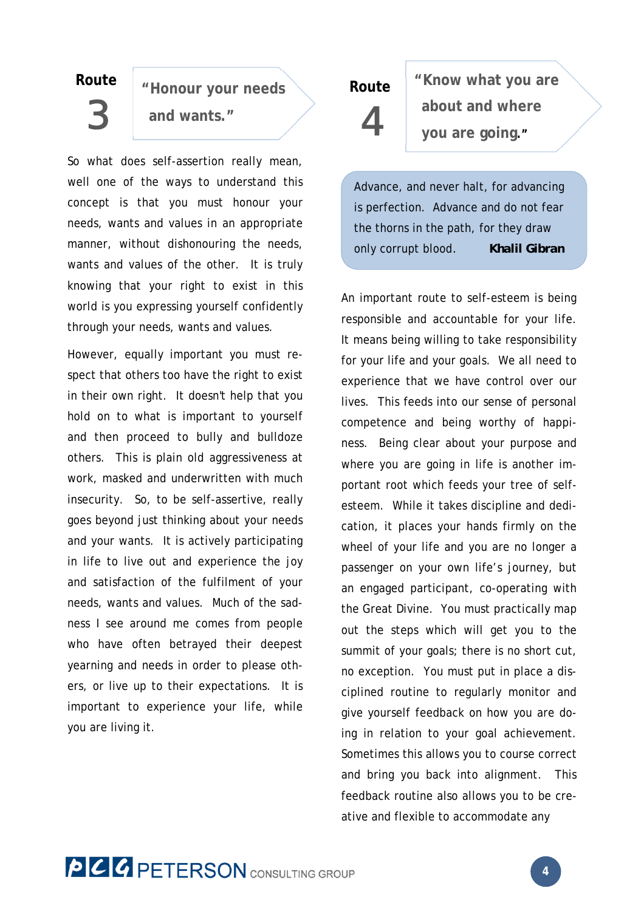## Route 3 — "Honour your needs and wants."

So what does self-assertion really mean, well one of the ways to understand this concept is that you must honour your needs, wants and values in an appropriate manner, without dishonouring the needs, wants and values of the other. It is truly knowing that your right to exist in this world is you expressing yourself confidently through your needs, wants and values.

However, equally important you must respect that others too have the right to exist in their own right. It doesn't help that you hold on to what is important to yourself and then proceed to bully and bulldoze others. This is plain old aggressiveness at work, masked and underwritten with much insecurity. So, to be self-assertive, really goes beyond just thinking about your needs and your wants. It is actively participating in life to live out and experience the joy and satisfaction of the fulfilment of your needs, wants and values. Much of the sadness I see around me comes from people who have often betrayed their deepest yearning and needs in order to please others, or live up to their expectations. It is important to experience your life, while you are living it.

## Route 4 — "Know what you are about and where you are going."

> Advance, and never halt, for advancing is perfection. Advance and do not fear the thorns in the path, for they draw only corrupt blood. **Khalil Gibran**

An important route to self-esteem is being responsible and accountable for your life. It means being willing to take responsibility for your life and your goals. We all need to experience that we have control over our lives. This feeds into our sense of personal competence and being worthy of happiness. Being clear about your purpose and where you are going in life is another important root which feeds your tree of self-esteem. While it takes discipline and dedication, it places your hands firmly on the wheel of your life and you are no longer a passenger on your own life's journey, but an engaged participant, co-operating with the Great Divine. You must practically map out the steps which will get you to the summit of your goals; there is no short cut, no exception. You must put in place a disciplined routine to regularly monitor and give yourself feedback on how you are doing in relation to your goal achievement. Sometimes this allows you to course correct and bring you back into alignment. This feedback routine also allows you to be creative and flexible to accommodate any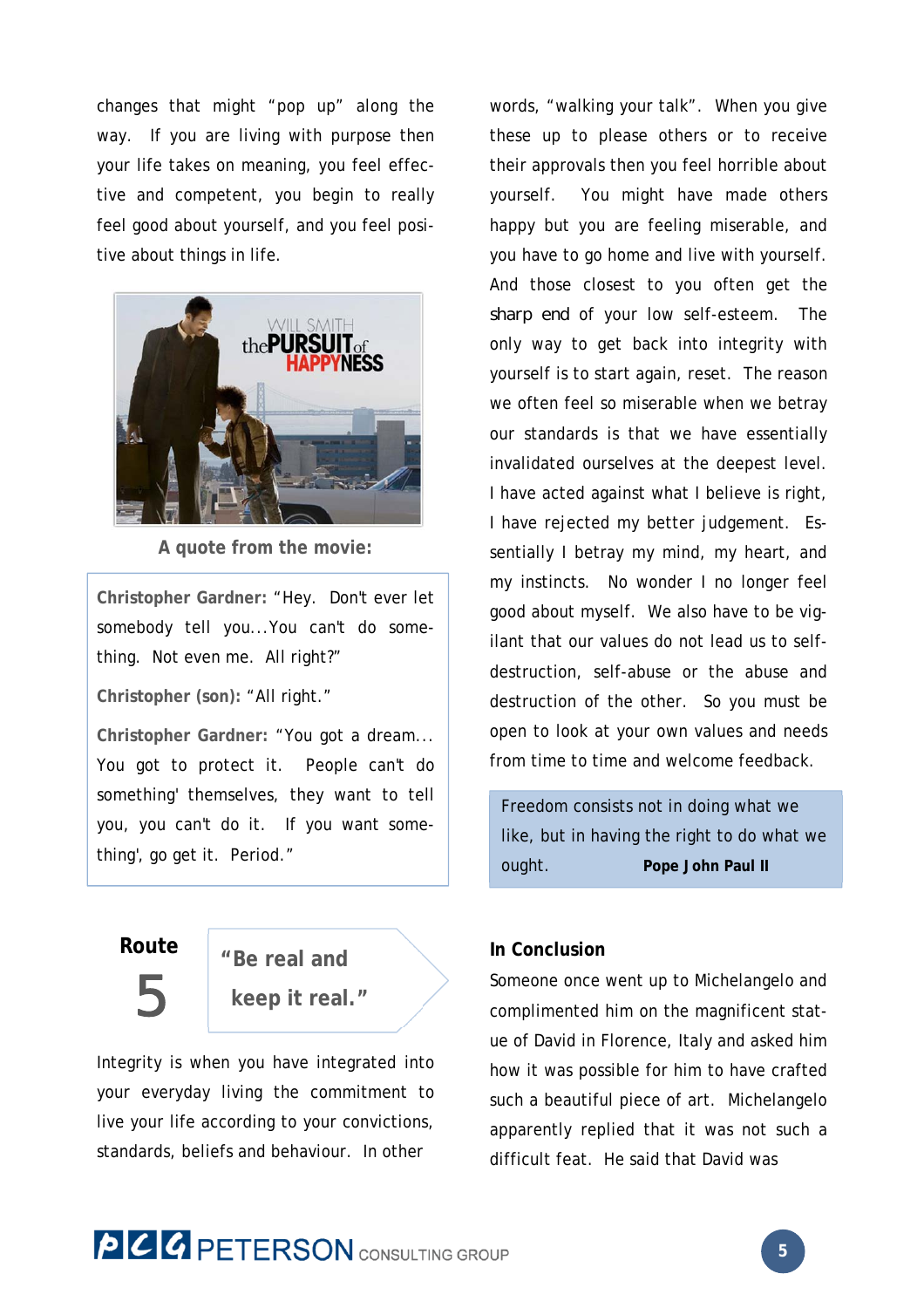changes that might "pop up" along the way. If you are living with purpose then your life takes on meaning, you feel effective and competent, you begin to really feel good about yourself, and you feel positive about things in life.

**A quote from the movie:**

> **Christopher Gardner:** "Hey. Don't ever let somebody tell you...You can't do something. Not even me. All right?"
>
> **Christopher (son):** "All right."
>
> **Christopher Gardner:** "You got a dream... You got to protect it. People can't do something' themselves, they want to tell you, you can't do it. If you want something', go get it. Period."

## Route 5

**"Be real and keep it real."**

Integrity is when you have integrated into your everyday living the commitment to live your life according to your convictions, standards, beliefs and behaviour. In other words, "walking your talk". When you give these up to please others or to receive their approvals then you feel horrible about yourself. You might have made others happy but you are feeling miserable, and you have to go home and live with yourself. And those closest to you often get the sharp end of your low self-esteem. The only way to get back into integrity with yourself is to start again, reset. The reason we often feel so miserable when we betray our standards is that we have essentially invalidated ourselves at the deepest level. I have acted against what I believe is right, I have rejected my better judgement. Essentially I betray my mind, my heart, and my instincts. No wonder I no longer feel good about myself. We also have to be vigilant that our values do not lead us to self-destruction, self-abuse or the abuse and destruction of the other. So you must be open to look at your own values and needs from time to time and welcome feedback.

> Freedom consists not in doing what we like, but in having the right to do what we ought. **Pope John Paul II**

### In Conclusion

Someone once went up to Michelangelo and complimented him on the magnificent statue of David in Florence, Italy and asked him how it was possible for him to have crafted such a beautiful piece of art. Michelangelo apparently replied that it was not such a difficult feat. He said that David was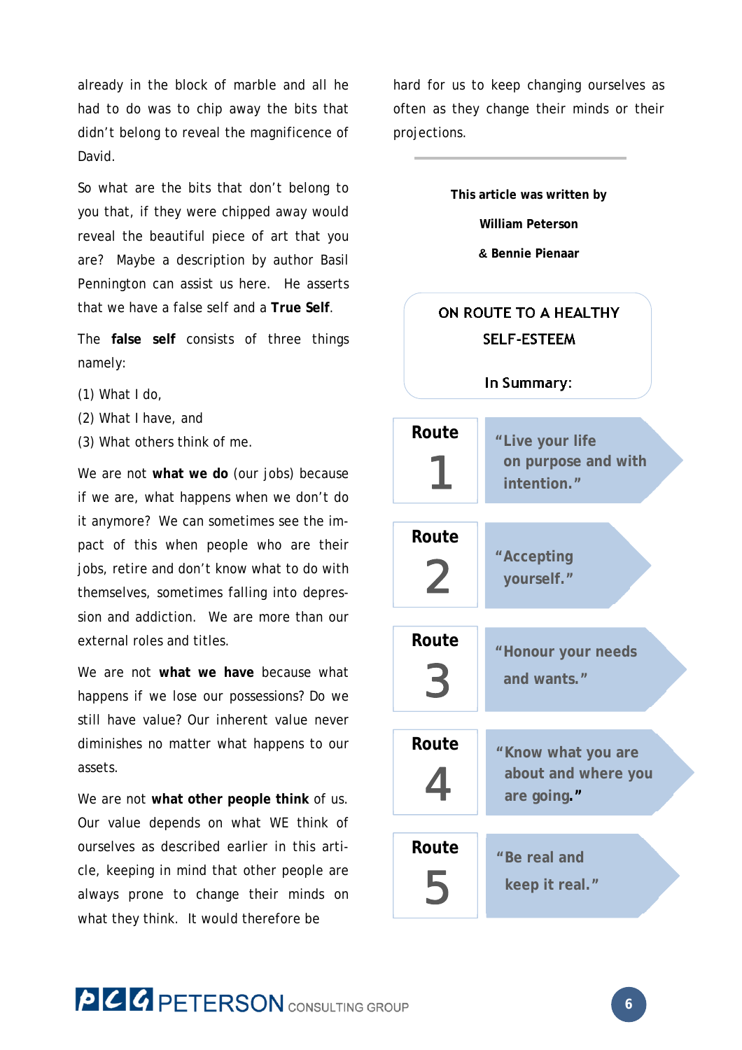already in the block of marble and all he had to do was to chip away the bits that didn't belong to reveal the magnificence of David.

So what are the bits that don't belong to you that, if they were chipped away would reveal the beautiful piece of art that you are? Maybe a description by author Basil Pennington can assist us here. He asserts that we have a false self and a **True Self**.

The **false self** consists of three things namely:

(1) What I do,
(2) What I have, and
(3) What others think of me.

We are not **what we do** (our jobs) because if we are, what happens when we don't do it anymore? We can sometimes see the impact of this when people who are their jobs, retire and don't know what to do with themselves, sometimes falling into depression and addiction. We are more than our external roles and titles.

We are not **what we have** because what happens if we lose our possessions? Do we still have value? Our inherent value never diminishes no matter what happens to our assets.

We are not **what other people think** of us. Our value depends on what WE think of ourselves as described earlier in this article, keeping in mind that other people are always prone to change their minds on what they think. It would therefore be hard for us to keep changing ourselves as often as they change their minds or their projections.

---

**This article was written by**

**William Peterson**

**& Bennie Pienaar**

## ON ROUTE TO A HEALTHY SELF-ESTEEM

In Summary:

| | |
|---|---|
| **Route 1** | **"Live your life on purpose and with intention."** |
| **Route 2** | **"Accepting yourself."** |
| **Route 3** | **"Honour your needs and wants."** |
| **Route 4** | **"Know what you are about and where you are going."** |
| **Route 5** | **"Be real and keep it real."** |

PCG PETERSON CONSULTING GROUP